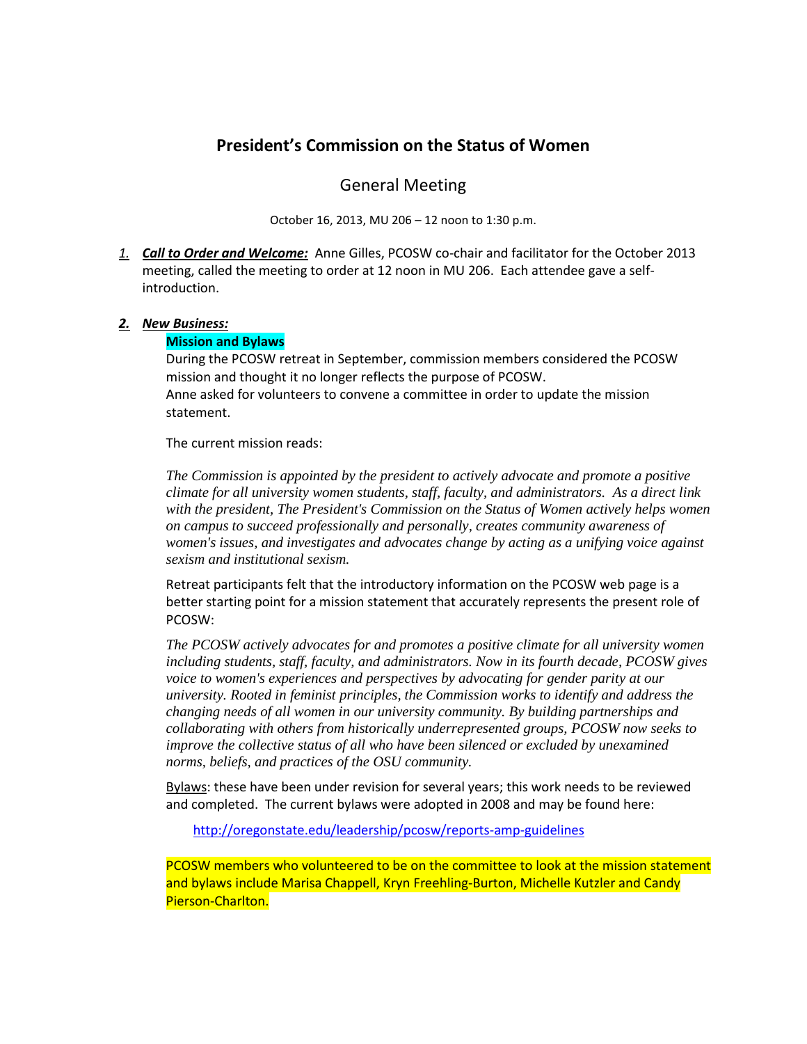# President's Commission on the Status of Women

## General Meeting

October 16, 2013, MU 206 – 12 noon to 1:30 p.m.

1. ***Call to Order and Welcome:*** Anne Gilles, PCOSW co-chair and facilitator for the October 2013 meeting, called the meeting to order at 12 noon in MU 206. Each attendee gave a self-introduction.

2. ***New Business:***

   **Mission and Bylaws**

   During the PCOSW retreat in September, commission members considered the PCOSW mission and thought it no longer reflects the purpose of PCOSW.
   Anne asked for volunteers to convene a committee in order to update the mission statement.

   The current mission reads:

   *The Commission is appointed by the president to actively advocate and promote a positive climate for all university women students, staff, faculty, and administrators. As a direct link with the president, The President's Commission on the Status of Women actively helps women on campus to succeed professionally and personally, creates community awareness of women's issues, and investigates and advocates change by acting as a unifying voice against sexism and institutional sexism.*

   Retreat participants felt that the introductory information on the PCOSW web page is a better starting point for a mission statement that accurately represents the present role of PCOSW:

   *The PCOSW actively advocates for and promotes a positive climate for all university women including students, staff, faculty, and administrators. Now in its fourth decade, PCOSW gives voice to women's experiences and perspectives by advocating for gender parity at our university. Rooted in feminist principles, the Commission works to identify and address the changing needs of all women in our university community. By building partnerships and collaborating with others from historically underrepresented groups, PCOSW now seeks to improve the collective status of all who have been silenced or excluded by unexamined norms, beliefs, and practices of the OSU community.*

   Bylaws: these have been under revision for several years; this work needs to be reviewed and completed. The current bylaws were adopted in 2008 and may be found here:

   http://oregonstate.edu/leadership/pcosw/reports-amp-guidelines

   PCOSW members who volunteered to be on the committee to look at the mission statement and bylaws include Marisa Chappell, Kryn Freehling-Burton, Michelle Kutzler and Candy Pierson-Charlton.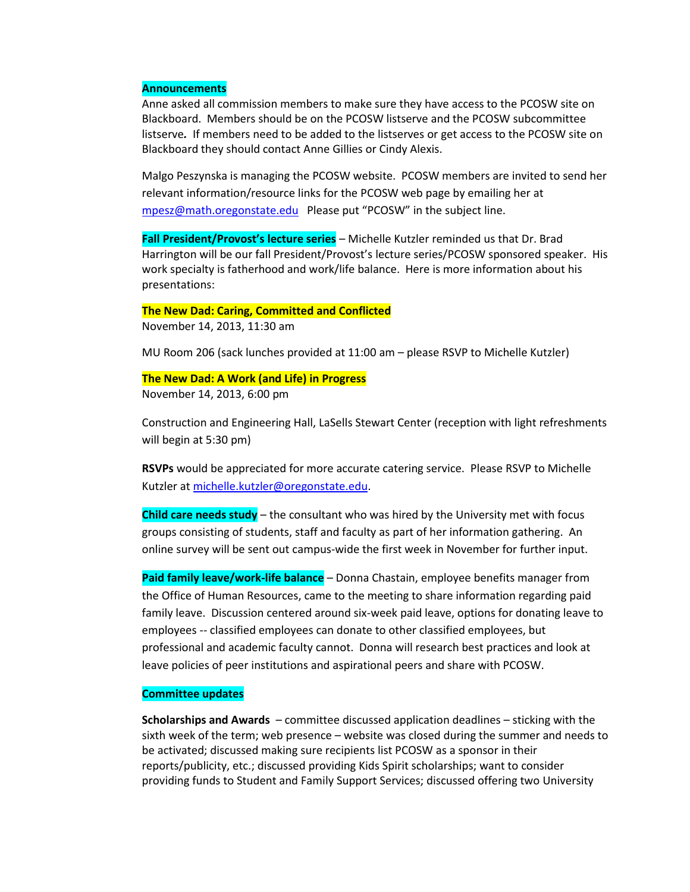**Announcements**

Anne asked all commission members to make sure they have access to the PCOSW site on Blackboard. Members should be on the PCOSW listserve and the PCOSW subcommittee listserve*.* If members need to be added to the listserves or get access to the PCOSW site on Blackboard they should contact Anne Gillies or Cindy Alexis.

Malgo Peszynska is managing the PCOSW website. PCOSW members are invited to send her relevant information/resource links for the PCOSW web page by emailing her at mpesz@math.oregonstate.edu Please put "PCOSW" in the subject line.

**Fall President/Provost's lecture series** – Michelle Kutzler reminded us that Dr. Brad Harrington will be our fall President/Provost's lecture series/PCOSW sponsored speaker. His work specialty is fatherhood and work/life balance. Here is more information about his presentations:

**The New Dad: Caring, Committed and Conflicted**
November 14, 2013, 11:30 am

MU Room 206 (sack lunches provided at 11:00 am – please RSVP to Michelle Kutzler)

**The New Dad: A Work (and Life) in Progress**
November 14, 2013, 6:00 pm

Construction and Engineering Hall, LaSells Stewart Center (reception with light refreshments will begin at 5:30 pm)

**RSVPs** would be appreciated for more accurate catering service. Please RSVP to Michelle Kutzler at michelle.kutzler@oregonstate.edu.

**Child care needs study** – the consultant who was hired by the University met with focus groups consisting of students, staff and faculty as part of her information gathering. An online survey will be sent out campus-wide the first week in November for further input.

**Paid family leave/work-life balance** – Donna Chastain, employee benefits manager from the Office of Human Resources, came to the meeting to share information regarding paid family leave. Discussion centered around six-week paid leave, options for donating leave to employees -- classified employees can donate to other classified employees, but professional and academic faculty cannot. Donna will research best practices and look at leave policies of peer institutions and aspirational peers and share with PCOSW.

**Committee updates**

**Scholarships and Awards** – committee discussed application deadlines – sticking with the sixth week of the term; web presence – website was closed during the summer and needs to be activated; discussed making sure recipients list PCOSW as a sponsor in their reports/publicity, etc.; discussed providing Kids Spirit scholarships; want to consider providing funds to Student and Family Support Services; discussed offering two University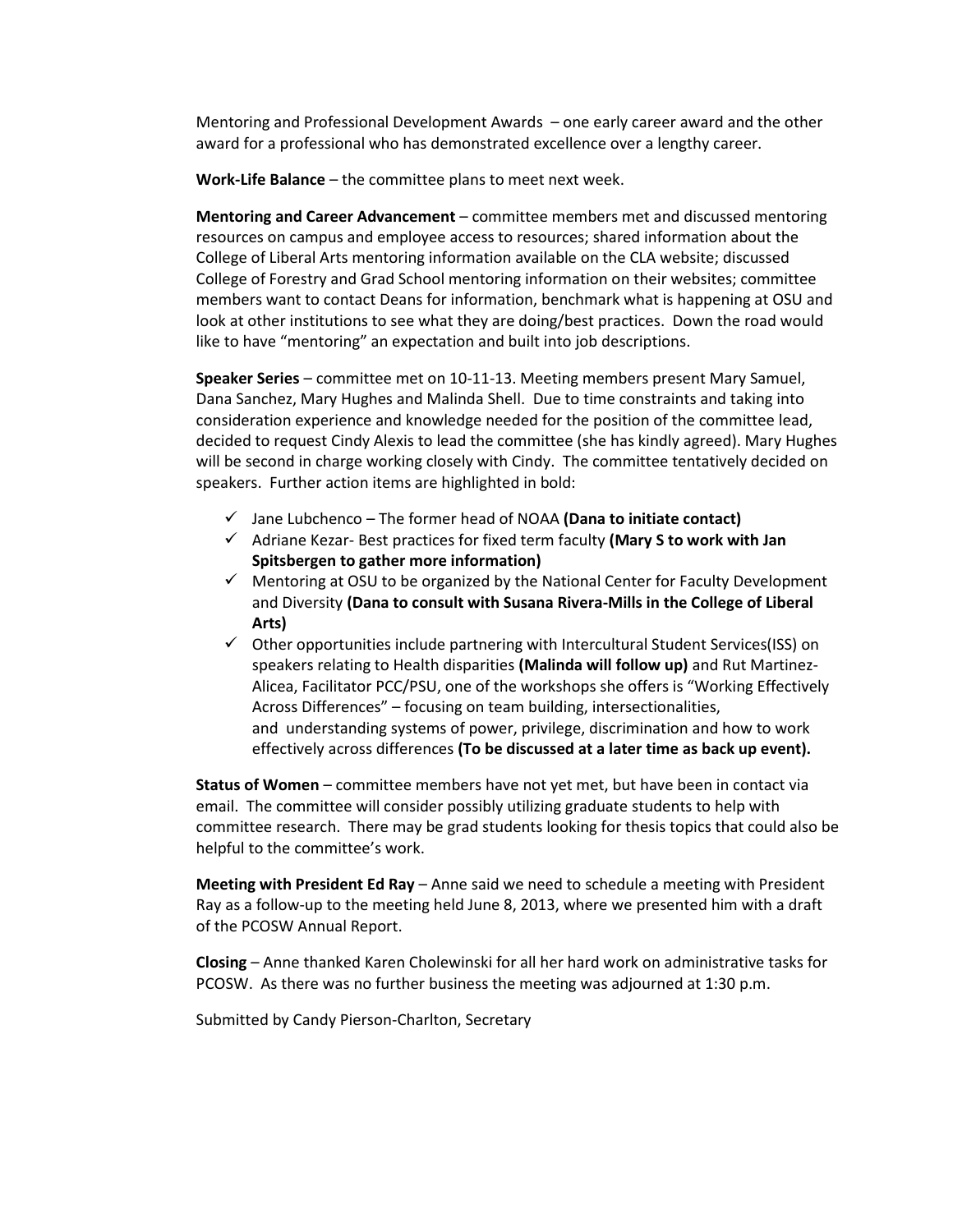Mentoring and Professional Development Awards – one early career award and the other award for a professional who has demonstrated excellence over a lengthy career.

**Work-Life Balance** – the committee plans to meet next week.

**Mentoring and Career Advancement** – committee members met and discussed mentoring resources on campus and employee access to resources; shared information about the College of Liberal Arts mentoring information available on the CLA website; discussed College of Forestry and Grad School mentoring information on their websites; committee members want to contact Deans for information, benchmark what is happening at OSU and look at other institutions to see what they are doing/best practices. Down the road would like to have "mentoring" an expectation and built into job descriptions.

**Speaker Series** – committee met on 10-11-13. Meeting members present Mary Samuel, Dana Sanchez, Mary Hughes and Malinda Shell. Due to time constraints and taking into consideration experience and knowledge needed for the position of the committee lead, decided to request Cindy Alexis to lead the committee (she has kindly agreed). Mary Hughes will be second in charge working closely with Cindy. The committee tentatively decided on speakers. Further action items are highlighted in bold:

- ✓ Jane Lubchenco – The former head of NOAA **(Dana to initiate contact)**
- ✓ Adriane Kezar- Best practices for fixed term faculty **(Mary S to work with Jan Spitsbergen to gather more information)**
- ✓ Mentoring at OSU to be organized by the National Center for Faculty Development and Diversity **(Dana to consult with Susana Rivera-Mills in the College of Liberal Arts)**
- ✓ Other opportunities include partnering with Intercultural Student Services(ISS) on speakers relating to Health disparities **(Malinda will follow up)** and Rut Martinez-Alicea, Facilitator PCC/PSU, one of the workshops she offers is "Working Effectively Across Differences" – focusing on team building, intersectionalities, and understanding systems of power, privilege, discrimination and how to work effectively across differences **(To be discussed at a later time as back up event).**

**Status of Women** – committee members have not yet met, but have been in contact via email. The committee will consider possibly utilizing graduate students to help with committee research. There may be grad students looking for thesis topics that could also be helpful to the committee's work.

**Meeting with President Ed Ray** – Anne said we need to schedule a meeting with President Ray as a follow-up to the meeting held June 8, 2013, where we presented him with a draft of the PCOSW Annual Report.

**Closing** – Anne thanked Karen Cholewinski for all her hard work on administrative tasks for PCOSW. As there was no further business the meeting was adjourned at 1:30 p.m.

Submitted by Candy Pierson-Charlton, Secretary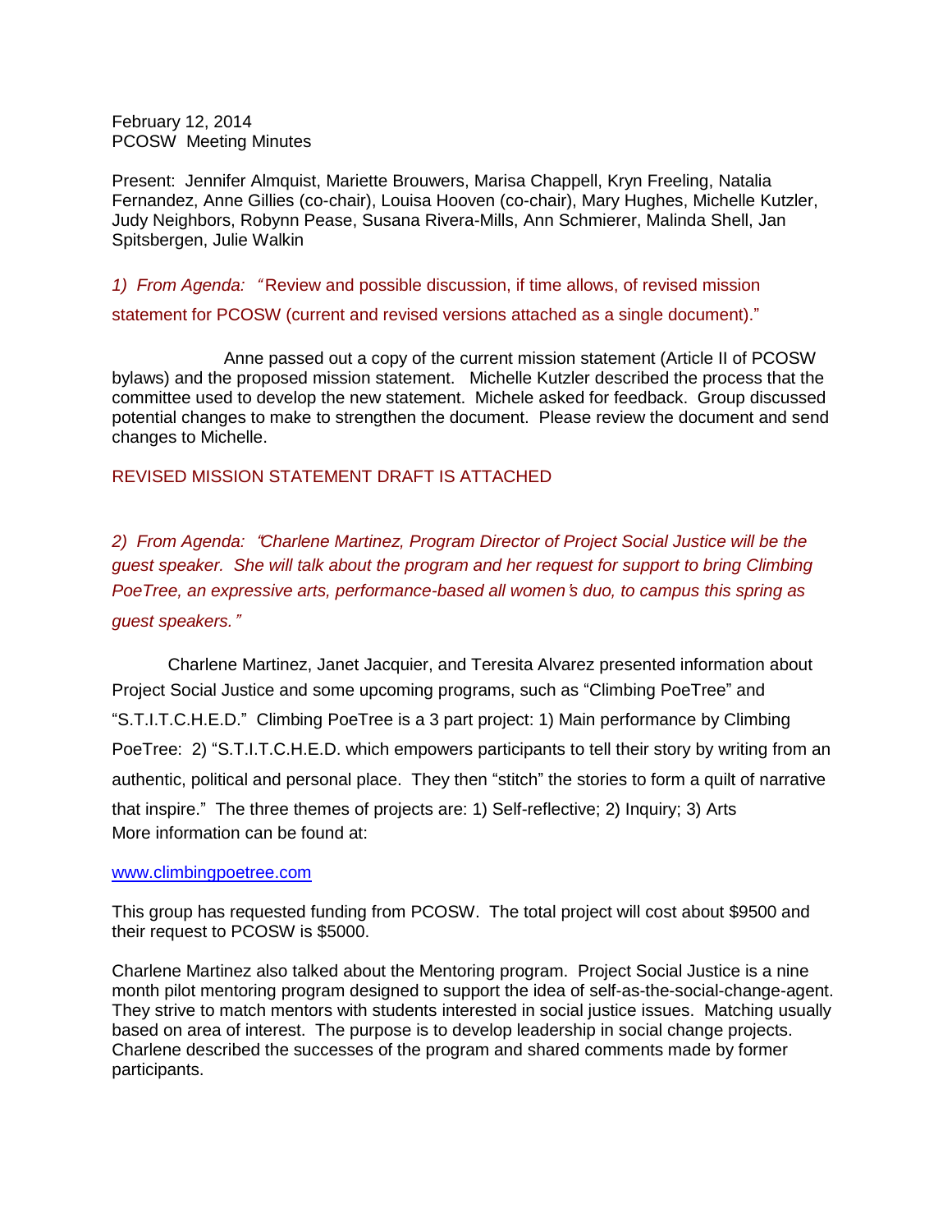February 12, 2014
PCOSW Meeting Minutes

Present: Jennifer Almquist, Mariette Brouwers, Marisa Chappell, Kryn Freeling, Natalia Fernandez, Anne Gillies (co-chair), Louisa Hooven (co-chair), Mary Hughes, Michelle Kutzler, Judy Neighbors, Robynn Pease, Susana Rivera-Mills, Ann Schmierer, Malinda Shell, Jan Spitsbergen, Julie Walkin

*1) From Agenda:* "Review and possible discussion, if time allows, of revised mission statement for PCOSW (current and revised versions attached as a single document)."

Anne passed out a copy of the current mission statement (Article II of PCOSW bylaws) and the proposed mission statement. Michelle Kutzler described the process that the committee used to develop the new statement. Michele asked for feedback. Group discussed potential changes to make to strengthen the document. Please review the document and send changes to Michelle.

REVISED MISSION STATEMENT DRAFT IS ATTACHED

*2) From Agenda: "Charlene Martinez, Program Director of Project Social Justice will be the guest speaker. She will talk about the program and her request for support to bring Climbing PoeTree, an expressive arts, performance-based all women's duo, to campus this spring as guest speakers."*

Charlene Martinez, Janet Jacquier, and Teresita Alvarez presented information about Project Social Justice and some upcoming programs, such as "Climbing PoeTree" and "S.T.I.T.C.H.E.D." Climbing PoeTree is a 3 part project: 1) Main performance by Climbing PoeTree: 2) "S.T.I.T.C.H.E.D. which empowers participants to tell their story by writing from an authentic, political and personal place. They then "stitch" the stories to form a quilt of narrative that inspire." The three themes of projects are: 1) Self-reflective; 2) Inquiry; 3) Arts
More information can be found at:

www.climbingpoetree.com

This group has requested funding from PCOSW. The total project will cost about $9500 and their request to PCOSW is $5000.

Charlene Martinez also talked about the Mentoring program. Project Social Justice is a nine month pilot mentoring program designed to support the idea of self-as-the-social-change-agent. They strive to match mentors with students interested in social justice issues. Matching usually based on area of interest. The purpose is to develop leadership in social change projects. Charlene described the successes of the program and shared comments made by former participants.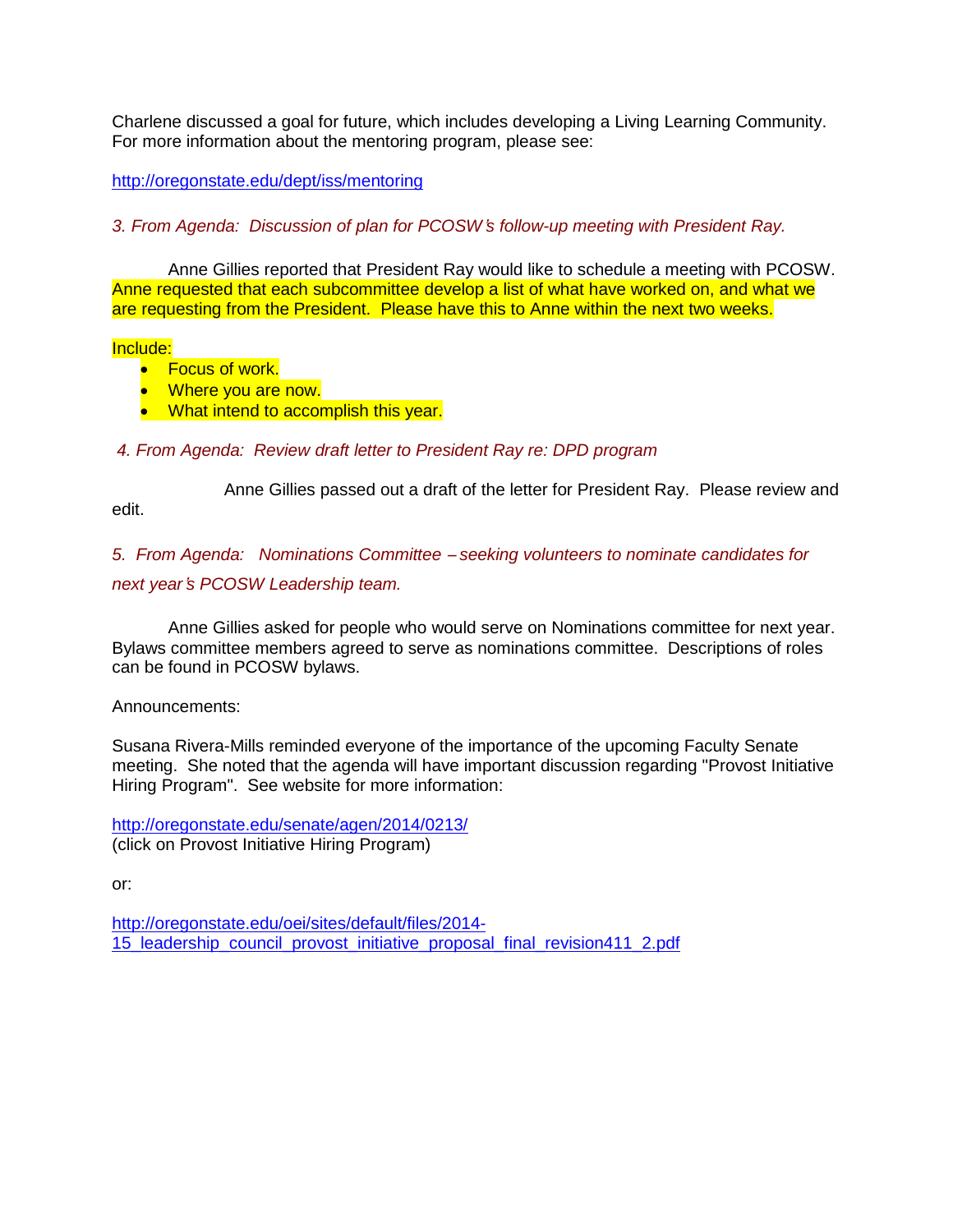Charlene discussed a goal for future, which includes developing a Living Learning Community. For more information about the mentoring program, please see:

http://oregonstate.edu/dept/iss/mentoring

*3. From Agenda: Discussion of plan for PCOSW's follow-up meeting with President Ray.*

Anne Gillies reported that President Ray would like to schedule a meeting with PCOSW. Anne requested that each subcommittee develop a list of what have worked on, and what we are requesting from the President. Please have this to Anne within the next two weeks.

Include:

- Focus of work.
- Where you are now.
- What intend to accomplish this year.

*4. From Agenda: Review draft letter to President Ray re: DPD program*

Anne Gillies passed out a draft of the letter for President Ray. Please review and edit.

*5. From Agenda: Nominations Committee – seeking volunteers to nominate candidates for next year's PCOSW Leadership team.*

Anne Gillies asked for people who would serve on Nominations committee for next year. Bylaws committee members agreed to serve as nominations committee. Descriptions of roles can be found in PCOSW bylaws.

Announcements:

Susana Rivera-Mills reminded everyone of the importance of the upcoming Faculty Senate meeting. She noted that the agenda will have important discussion regarding "Provost Initiative Hiring Program". See website for more information:

http://oregonstate.edu/senate/agen/2014/0213/
(click on Provost Initiative Hiring Program)

or:

http://oregonstate.edu/oei/sites/default/files/2014-15_leadership_council_provost_initiative_proposal_final_revision411_2.pdf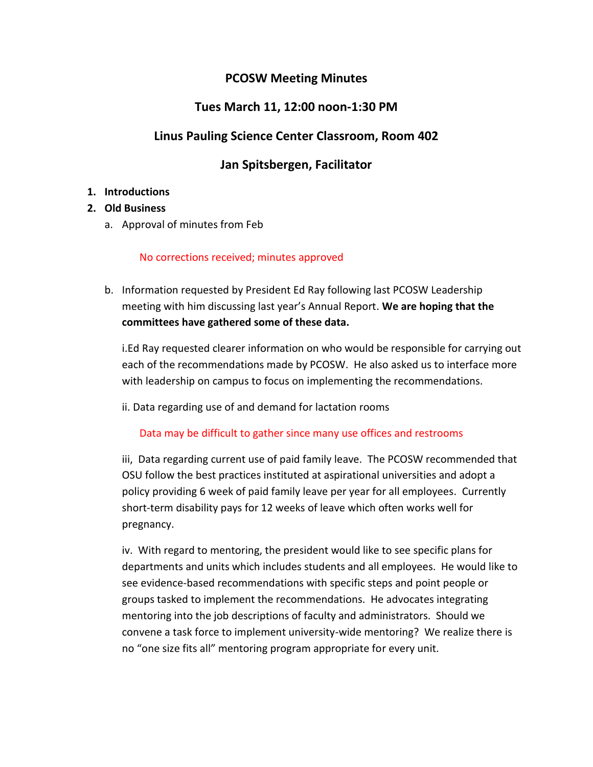# PCOSW Meeting Minutes

## Tues March 11, 12:00 noon-1:30 PM

## Linus Pauling Science Center Classroom, Room 402

## Jan Spitsbergen, Facilitator

1. **Introductions**
2. **Old Business**
   a. Approval of minutes from Feb

      No corrections received; minutes approved

   b. Information requested by President Ed Ray following last PCOSW Leadership meeting with him discussing last year's Annual Report. **We are hoping that the committees have gathered some of these data.**

      i.Ed Ray requested clearer information on who would be responsible for carrying out each of the recommendations made by PCOSW. He also asked us to interface more with leadership on campus to focus on implementing the recommendations.

      ii. Data regarding use of and demand for lactation rooms

      Data may be difficult to gather since many use offices and restrooms

      iii, Data regarding current use of paid family leave. The PCOSW recommended that OSU follow the best practices instituted at aspirational universities and adopt a policy providing 6 week of paid family leave per year for all employees. Currently short-term disability pays for 12 weeks of leave which often works well for pregnancy.

      iv. With regard to mentoring, the president would like to see specific plans for departments and units which includes students and all employees. He would like to see evidence-based recommendations with specific steps and point people or groups tasked to implement the recommendations. He advocates integrating mentoring into the job descriptions of faculty and administrators. Should we convene a task force to implement university-wide mentoring? We realize there is no "one size fits all" mentoring program appropriate for every unit.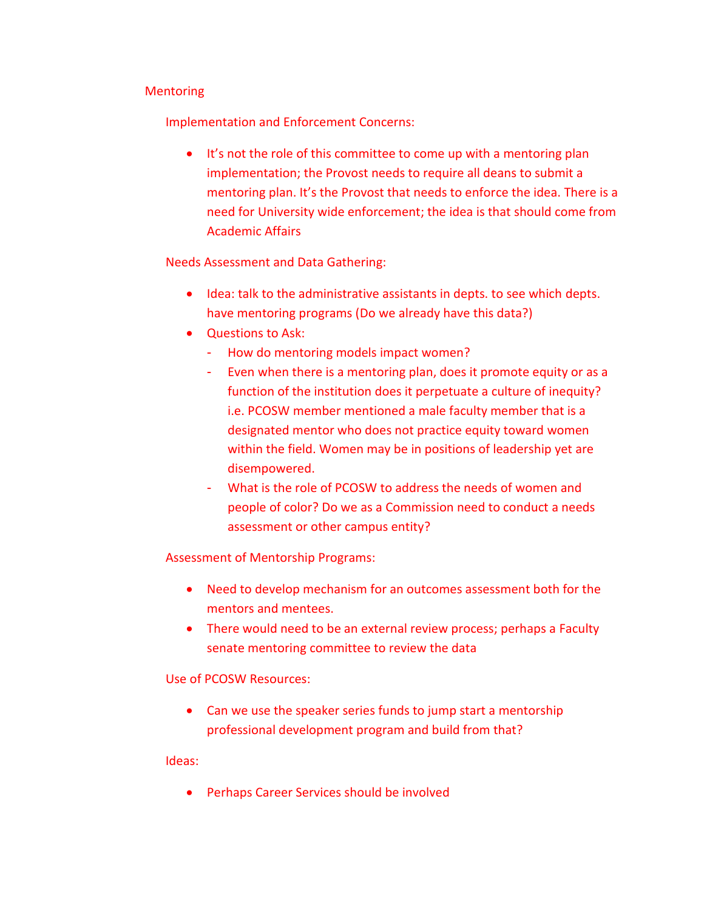# Mentoring

## Implementation and Enforcement Concerns:

- It's not the role of this committee to come up with a mentoring plan implementation; the Provost needs to require all deans to submit a mentoring plan. It's the Provost that needs to enforce the idea. There is a need for University wide enforcement; the idea is that should come from Academic Affairs

## Needs Assessment and Data Gathering:

- Idea: talk to the administrative assistants in depts. to see which depts. have mentoring programs (Do we already have this data?)
- Questions to Ask:
  - How do mentoring models impact women?
  - Even when there is a mentoring plan, does it promote equity or as a function of the institution does it perpetuate a culture of inequity? i.e. PCOSW member mentioned a male faculty member that is a designated mentor who does not practice equity toward women within the field. Women may be in positions of leadership yet are disempowered.
  - What is the role of PCOSW to address the needs of women and people of color? Do we as a Commission need to conduct a needs assessment or other campus entity?

## Assessment of Mentorship Programs:

- Need to develop mechanism for an outcomes assessment both for the mentors and mentees.
- There would need to be an external review process; perhaps a Faculty senate mentoring committee to review the data

## Use of PCOSW Resources:

- Can we use the speaker series funds to jump start a mentorship professional development program and build from that?

## Ideas:

- Perhaps Career Services should be involved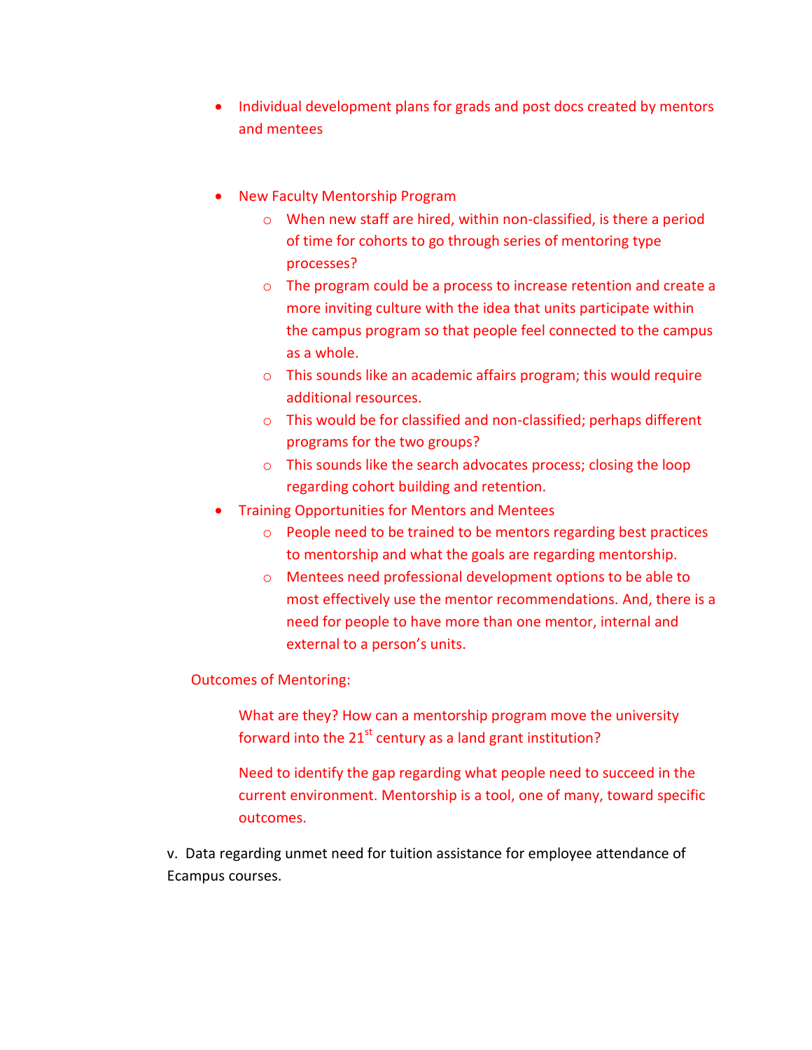- Individual development plans for grads and post docs created by mentors and mentees

- New Faculty Mentorship Program
    - When new staff are hired, within non-classified, is there a period of time for cohorts to go through series of mentoring type processes?
    - The program could be a process to increase retention and create a more inviting culture with the idea that units participate within the campus program so that people feel connected to the campus as a whole.
    - This sounds like an academic affairs program; this would require additional resources.
    - This would be for classified and non-classified; perhaps different programs for the two groups?
    - This sounds like the search advocates process; closing the loop regarding cohort building and retention.
- Training Opportunities for Mentors and Mentees
    - People need to be trained to be mentors regarding best practices to mentorship and what the goals are regarding mentorship.
    - Mentees need professional development options to be able to most effectively use the mentor recommendations. And, there is a need for people to have more than one mentor, internal and external to a person's units.

Outcomes of Mentoring:

What are they? How can a mentorship program move the university forward into the 21st century as a land grant institution?

Need to identify the gap regarding what people need to succeed in the current environment. Mentorship is a tool, one of many, toward specific outcomes.

v. Data regarding unmet need for tuition assistance for employee attendance of Ecampus courses.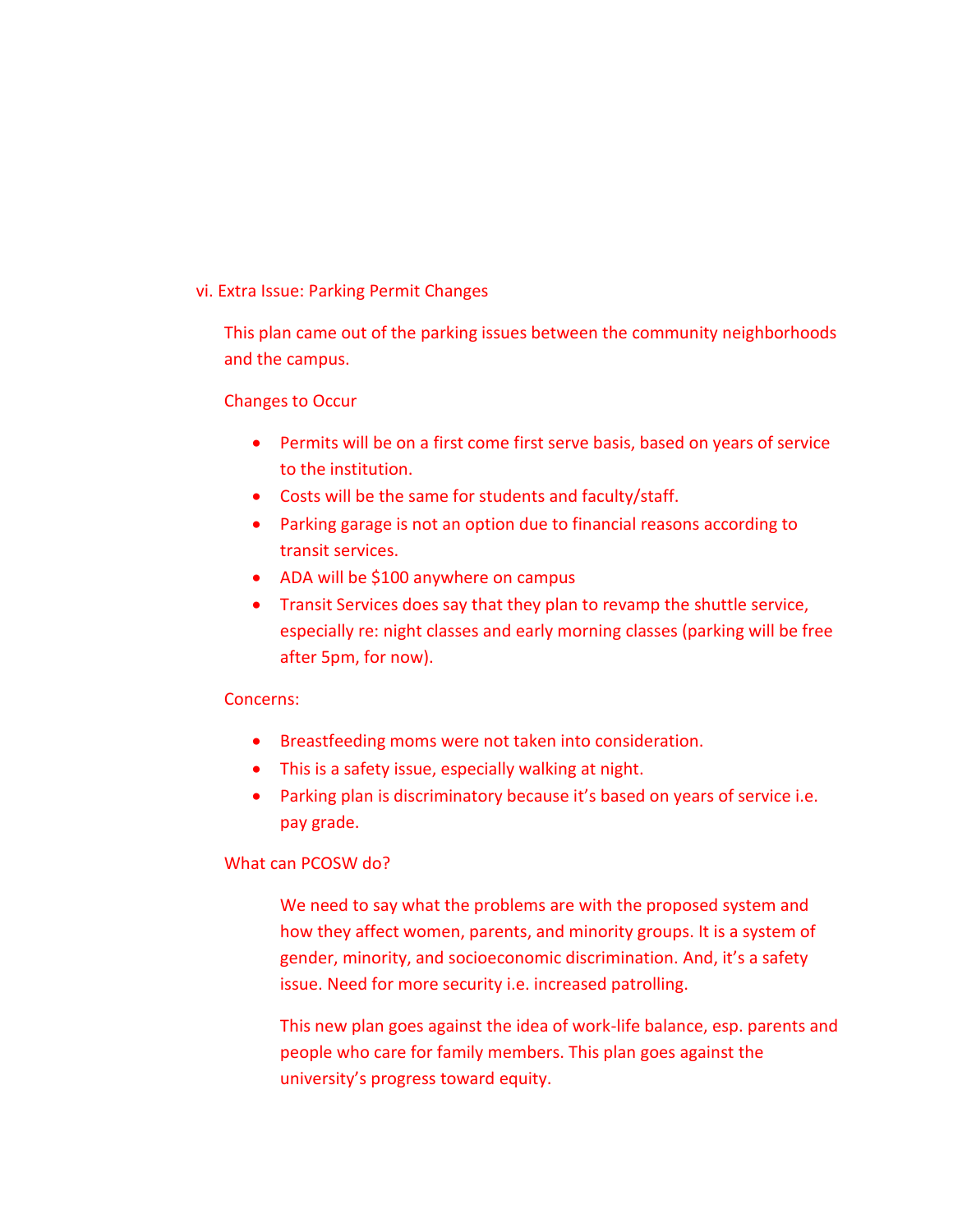vi. Extra Issue: Parking Permit Changes

This plan came out of the parking issues between the community neighborhoods and the campus.

Changes to Occur

- Permits will be on a first come first serve basis, based on years of service to the institution.
- Costs will be the same for students and faculty/staff.
- Parking garage is not an option due to financial reasons according to transit services.
- ADA will be $100 anywhere on campus
- Transit Services does say that they plan to revamp the shuttle service, especially re: night classes and early morning classes (parking will be free after 5pm, for now).

Concerns:

- Breastfeeding moms were not taken into consideration.
- This is a safety issue, especially walking at night.
- Parking plan is discriminatory because it's based on years of service i.e. pay grade.

What can PCOSW do?

We need to say what the problems are with the proposed system and how they affect women, parents, and minority groups. It is a system of gender, minority, and socioeconomic discrimination. And, it's a safety issue. Need for more security i.e. increased patrolling.

This new plan goes against the idea of work-life balance, esp. parents and people who care for family members. This plan goes against the university's progress toward equity.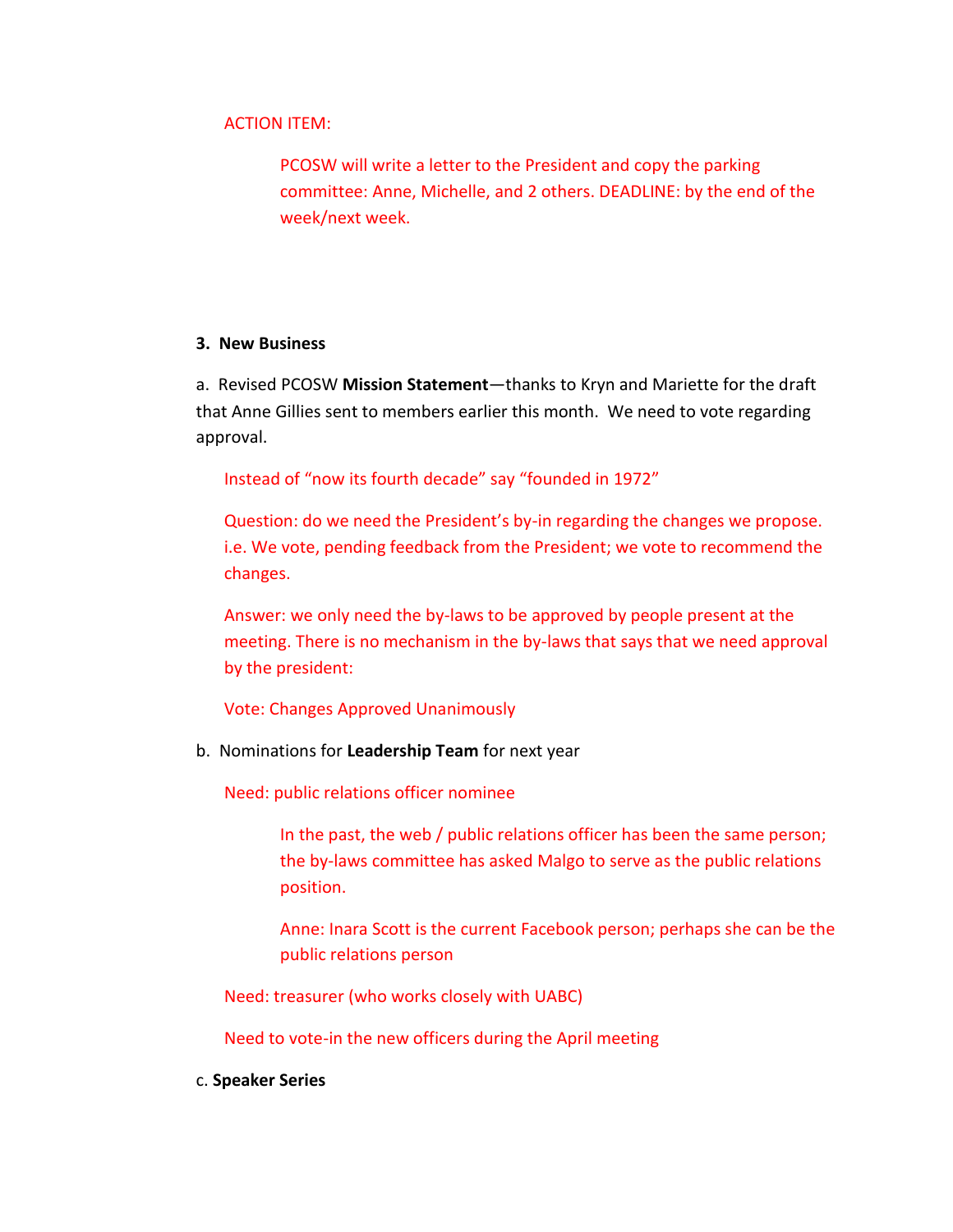ACTION ITEM:

> PCOSW will write a letter to the President and copy the parking committee: Anne, Michelle, and 2 others. DEADLINE: by the end of the week/next week.

**3. New Business**

a. Revised PCOSW **Mission Statement**—thanks to Kryn and Mariette for the draft that Anne Gillies sent to members earlier this month. We need to vote regarding approval.

Instead of "now its fourth decade" say "founded in 1972"

Question: do we need the President's by-in regarding the changes we propose. i.e. We vote, pending feedback from the President; we vote to recommend the changes.

Answer: we only need the by-laws to be approved by people present at the meeting. There is no mechanism in the by-laws that says that we need approval by the president:

Vote: Changes Approved Unanimously

b. Nominations for **Leadership Team** for next year

Need: public relations officer nominee

> In the past, the web / public relations officer has been the same person; the by-laws committee has asked Malgo to serve as the public relations position.
>
> Anne: Inara Scott is the current Facebook person; perhaps she can be the public relations person

Need: treasurer (who works closely with UABC)

Need to vote-in the new officers during the April meeting

c. **Speaker Series**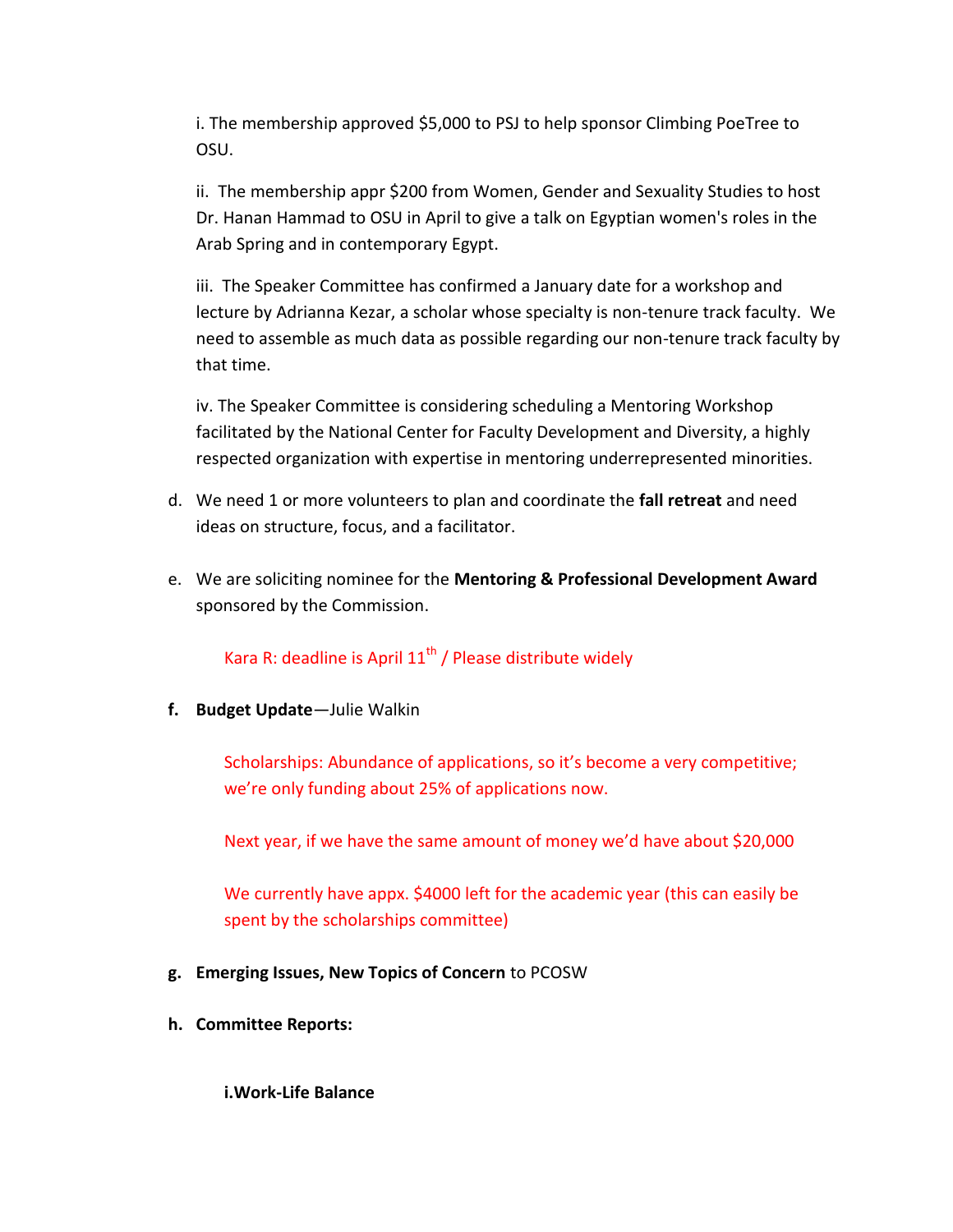i. The membership approved $5,000 to PSJ to help sponsor Climbing PoeTree to OSU.

ii. The membership appr $200 from Women, Gender and Sexuality Studies to host Dr. Hanan Hammad to OSU in April to give a talk on Egyptian women's roles in the Arab Spring and in contemporary Egypt.

iii. The Speaker Committee has confirmed a January date for a workshop and lecture by Adrianna Kezar, a scholar whose specialty is non-tenure track faculty. We need to assemble as much data as possible regarding our non-tenure track faculty by that time.

iv. The Speaker Committee is considering scheduling a Mentoring Workshop facilitated by the National Center for Faculty Development and Diversity, a highly respected organization with expertise in mentoring underrepresented minorities.

d. We need 1 or more volunteers to plan and coordinate the **fall retreat** and need ideas on structure, focus, and a facilitator.

e. We are soliciting nominee for the **Mentoring & Professional Development Award** sponsored by the Commission.

Kara R: deadline is April 11th / Please distribute widely

**f. Budget Update**—Julie Walkin

Scholarships: Abundance of applications, so it's become a very competitive; we're only funding about 25% of applications now.

Next year, if we have the same amount of money we'd have about $20,000

We currently have appx. $4000 left for the academic year (this can easily be spent by the scholarships committee)

**g. Emerging Issues, New Topics of Concern** to PCOSW

**h. Committee Reports:**

**i.Work-Life Balance**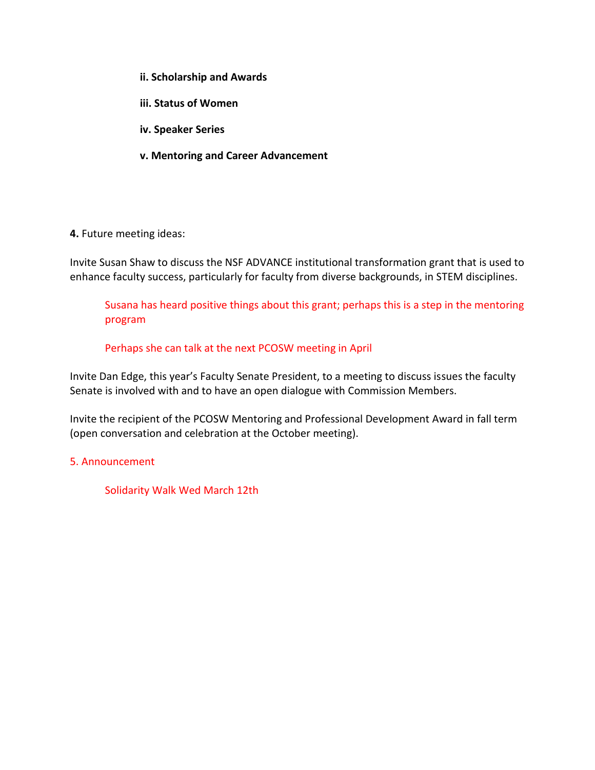**ii. Scholarship and Awards**

**iii. Status of Women**

**iv. Speaker Series**

**v. Mentoring and Career Advancement**

**4.** Future meeting ideas:

Invite Susan Shaw to discuss the NSF ADVANCE institutional transformation grant that is used to enhance faculty success, particularly for faculty from diverse backgrounds, in STEM disciplines.

> Susana has heard positive things about this grant; perhaps this is a step in the mentoring program
>
> Perhaps she can talk at the next PCOSW meeting in April

Invite Dan Edge, this year's Faculty Senate President, to a meeting to discuss issues the faculty Senate is involved with and to have an open dialogue with Commission Members.

Invite the recipient of the PCOSW Mentoring and Professional Development Award in fall term (open conversation and celebration at the October meeting).

5. Announcement

> Solidarity Walk Wed March 12th